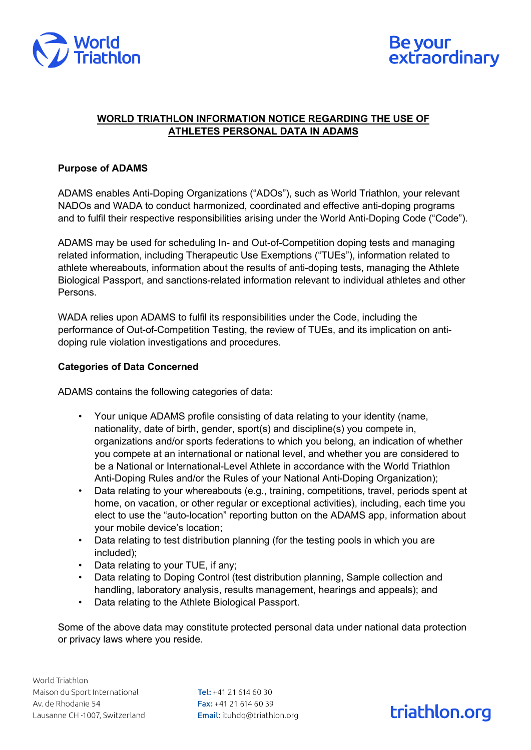# WORLD TRIATHLON INFORMATION NOTICE REGARDING THE USE OF ATHLETES PERSONAL DATA IN ADAMS

**Purpose of ADAMS**

ADAMS enables Anti-Doping Organizations ("ADOs"), such as World Triathlon, your relevant NADOs and WADA to conduct harmonized, coordinated and effective anti-doping programs and to fulfil their respective responsibilities arising under the World Anti-Doping Code ("Code").

ADAMS may be used for scheduling In- and Out-of-Competition doping tests and managing related information, including Therapeutic Use Exemptions ("TUEs"), information related to athlete whereabouts, information about the results of anti-doping tests, managing the Athlete Biological Passport, and sanctions-related information relevant to individual athletes and other Persons.

WADA relies upon ADAMS to fulfil its responsibilities under the Code, including the performance of Out-of-Competition Testing, the review of TUEs, and its implication on anti-doping rule violation investigations and procedures.

**Categories of Data Concerned**

ADAMS contains the following categories of data:

- Your unique ADAMS profile consisting of data relating to your identity (name, nationality, date of birth, gender, sport(s) and discipline(s) you compete in, organizations and/or sports federations to which you belong, an indication of whether you compete at an international or national level, and whether you are considered to be a National or International-Level Athlete in accordance with the World Triathlon Anti-Doping Rules and/or the Rules of your National Anti-Doping Organization);
- Data relating to your whereabouts (e.g., training, competitions, travel, periods spent at home, on vacation, or other regular or exceptional activities), including, each time you elect to use the "auto-location" reporting button on the ADAMS app, information about your mobile device's location;
- Data relating to test distribution planning (for the testing pools in which you are included);
- Data relating to your TUE, if any;
- Data relating to Doping Control (test distribution planning, Sample collection and handling, laboratory analysis, results management, hearings and appeals); and
- Data relating to the Athlete Biological Passport.

Some of the above data may constitute protected personal data under national data protection or privacy laws where you reside.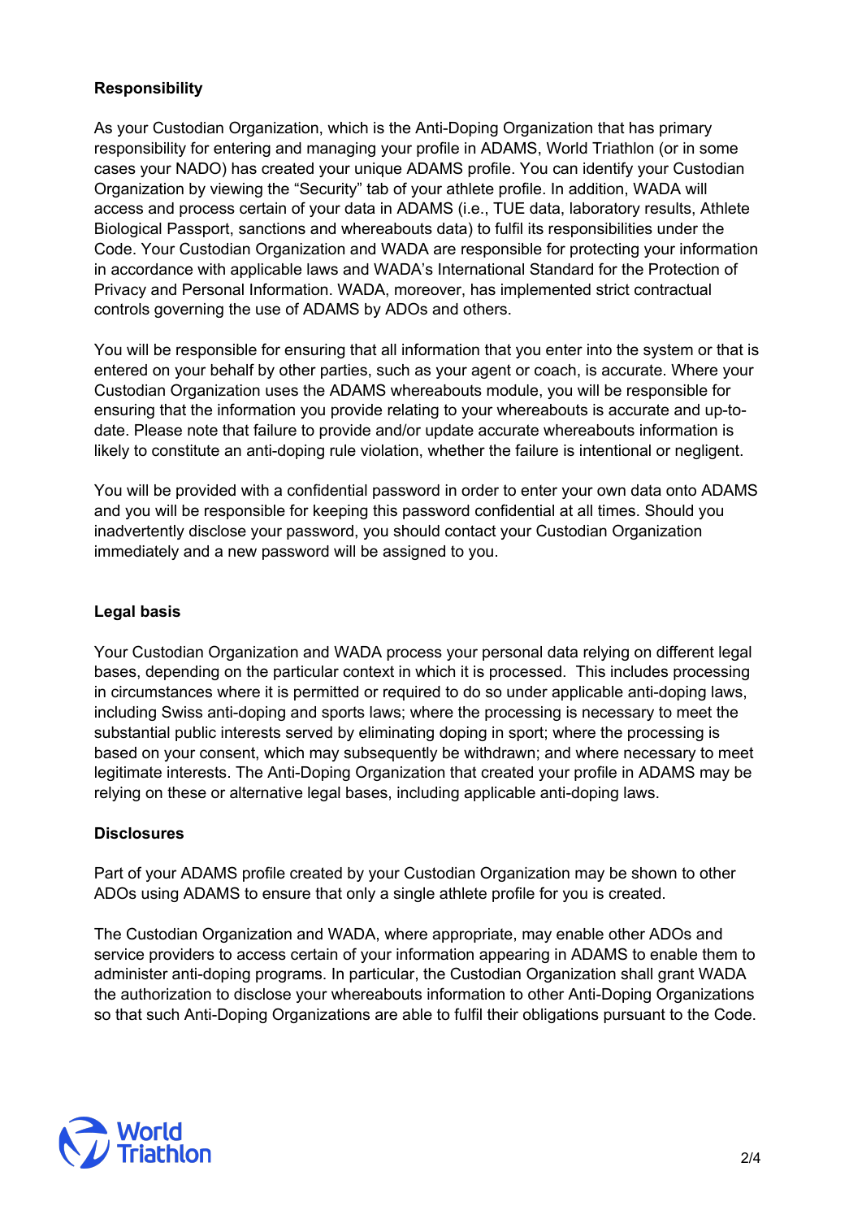**Responsibility**

As your Custodian Organization, which is the Anti-Doping Organization that has primary responsibility for entering and managing your profile in ADAMS, World Triathlon (or in some cases your NADO) has created your unique ADAMS profile. You can identify your Custodian Organization by viewing the "Security" tab of your athlete profile. In addition, WADA will access and process certain of your data in ADAMS (i.e., TUE data, laboratory results, Athlete Biological Passport, sanctions and whereabouts data) to fulfil its responsibilities under the Code. Your Custodian Organization and WADA are responsible for protecting your information in accordance with applicable laws and WADA's International Standard for the Protection of Privacy and Personal Information. WADA, moreover, has implemented strict contractual controls governing the use of ADAMS by ADOs and others.

You will be responsible for ensuring that all information that you enter into the system or that is entered on your behalf by other parties, such as your agent or coach, is accurate. Where your Custodian Organization uses the ADAMS whereabouts module, you will be responsible for ensuring that the information you provide relating to your whereabouts is accurate and up-to-date. Please note that failure to provide and/or update accurate whereabouts information is likely to constitute an anti-doping rule violation, whether the failure is intentional or negligent.

You will be provided with a confidential password in order to enter your own data onto ADAMS and you will be responsible for keeping this password confidential at all times. Should you inadvertently disclose your password, you should contact your Custodian Organization immediately and a new password will be assigned to you.

**Legal basis**

Your Custodian Organization and WADA process your personal data relying on different legal bases, depending on the particular context in which it is processed. This includes processing in circumstances where it is permitted or required to do so under applicable anti-doping laws, including Swiss anti-doping and sports laws; where the processing is necessary to meet the substantial public interests served by eliminating doping in sport; where the processing is based on your consent, which may subsequently be withdrawn; and where necessary to meet legitimate interests. The Anti-Doping Organization that created your profile in ADAMS may be relying on these or alternative legal bases, including applicable anti-doping laws.

**Disclosures**

Part of your ADAMS profile created by your Custodian Organization may be shown to other ADOs using ADAMS to ensure that only a single athlete profile for you is created.

The Custodian Organization and WADA, where appropriate, may enable other ADOs and service providers to access certain of your information appearing in ADAMS to enable them to administer anti-doping programs. In particular, the Custodian Organization shall grant WADA the authorization to disclose your whereabouts information to other Anti-Doping Organizations so that such Anti-Doping Organizations are able to fulfil their obligations pursuant to the Code.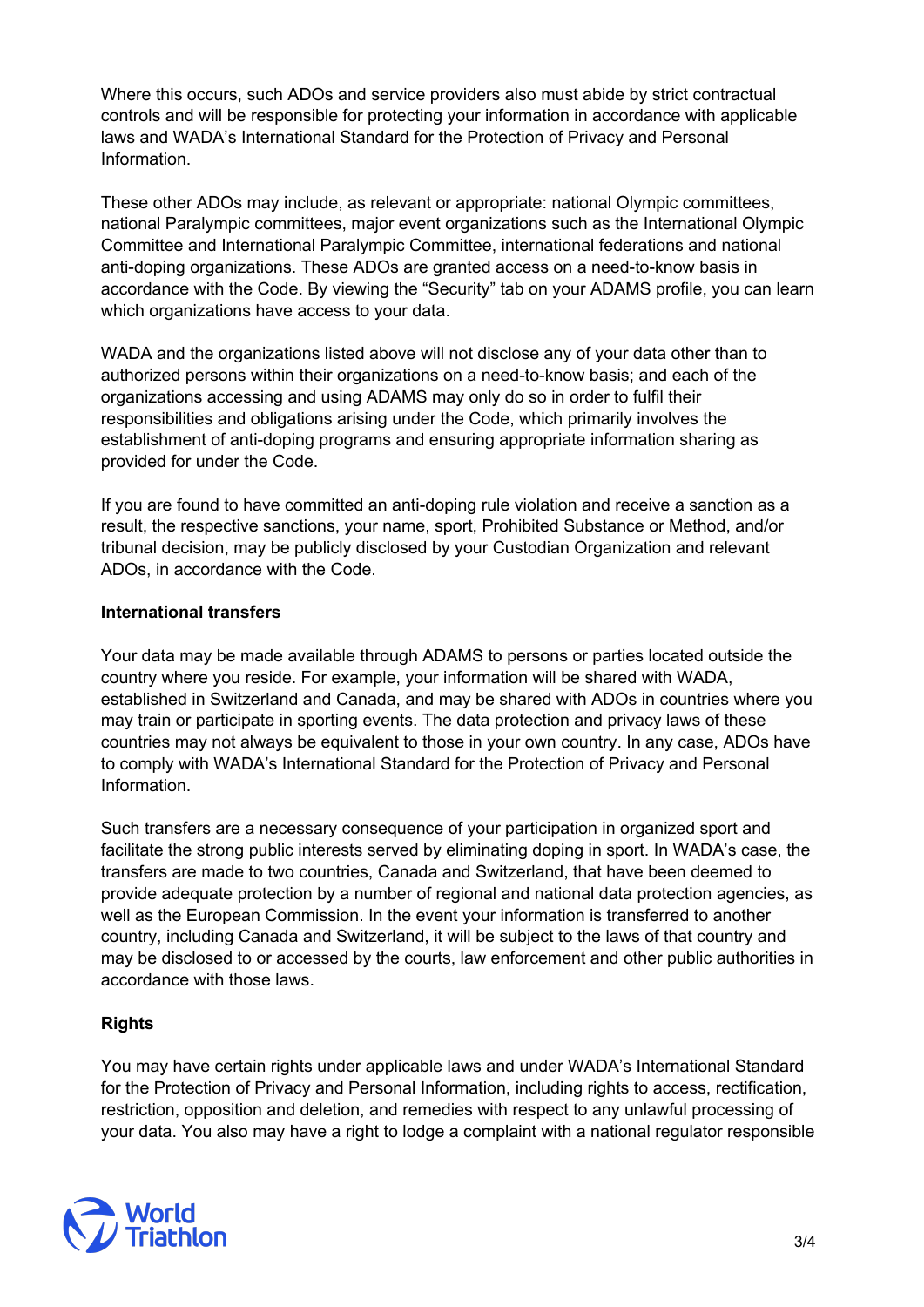Where this occurs, such ADOs and service providers also must abide by strict contractual controls and will be responsible for protecting your information in accordance with applicable laws and WADA's International Standard for the Protection of Privacy and Personal Information.

These other ADOs may include, as relevant or appropriate: national Olympic committees, national Paralympic committees, major event organizations such as the International Olympic Committee and International Paralympic Committee, international federations and national anti-doping organizations. These ADOs are granted access on a need-to-know basis in accordance with the Code. By viewing the "Security" tab on your ADAMS profile, you can learn which organizations have access to your data.

WADA and the organizations listed above will not disclose any of your data other than to authorized persons within their organizations on a need-to-know basis; and each of the organizations accessing and using ADAMS may only do so in order to fulfil their responsibilities and obligations arising under the Code, which primarily involves the establishment of anti-doping programs and ensuring appropriate information sharing as provided for under the Code.

If you are found to have committed an anti-doping rule violation and receive a sanction as a result, the respective sanctions, your name, sport, Prohibited Substance or Method, and/or tribunal decision, may be publicly disclosed by your Custodian Organization and relevant ADOs, in accordance with the Code.

**International transfers**

Your data may be made available through ADAMS to persons or parties located outside the country where you reside. For example, your information will be shared with WADA, established in Switzerland and Canada, and may be shared with ADOs in countries where you may train or participate in sporting events. The data protection and privacy laws of these countries may not always be equivalent to those in your own country. In any case, ADOs have to comply with WADA's International Standard for the Protection of Privacy and Personal Information.

Such transfers are a necessary consequence of your participation in organized sport and facilitate the strong public interests served by eliminating doping in sport. In WADA's case, the transfers are made to two countries, Canada and Switzerland, that have been deemed to provide adequate protection by a number of regional and national data protection agencies, as well as the European Commission. In the event your information is transferred to another country, including Canada and Switzerland, it will be subject to the laws of that country and may be disclosed to or accessed by the courts, law enforcement and other public authorities in accordance with those laws.

**Rights**

You may have certain rights under applicable laws and under WADA's International Standard for the Protection of Privacy and Personal Information, including rights to access, rectification, restriction, opposition and deletion, and remedies with respect to any unlawful processing of your data. You also may have a right to lodge a complaint with a national regulator responsible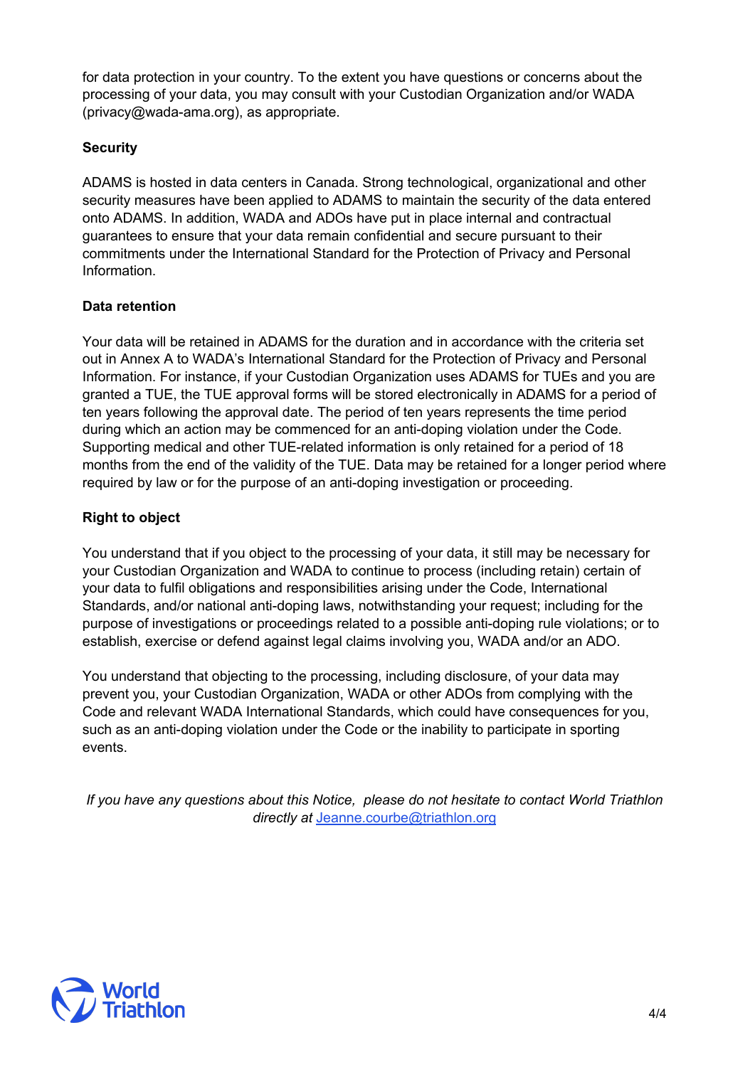for data protection in your country. To the extent you have questions or concerns about the processing of your data, you may consult with your Custodian Organization and/or WADA (privacy@wada-ama.org), as appropriate.

**Security**

ADAMS is hosted in data centers in Canada. Strong technological, organizational and other security measures have been applied to ADAMS to maintain the security of the data entered onto ADAMS. In addition, WADA and ADOs have put in place internal and contractual guarantees to ensure that your data remain confidential and secure pursuant to their commitments under the International Standard for the Protection of Privacy and Personal Information.

**Data retention**

Your data will be retained in ADAMS for the duration and in accordance with the criteria set out in Annex A to WADA's International Standard for the Protection of Privacy and Personal Information. For instance, if your Custodian Organization uses ADAMS for TUEs and you are granted a TUE, the TUE approval forms will be stored electronically in ADAMS for a period of ten years following the approval date. The period of ten years represents the time period during which an action may be commenced for an anti-doping violation under the Code. Supporting medical and other TUE-related information is only retained for a period of 18 months from the end of the validity of the TUE. Data may be retained for a longer period where required by law or for the purpose of an anti-doping investigation or proceeding.

**Right to object**

You understand that if you object to the processing of your data, it still may be necessary for your Custodian Organization and WADA to continue to process (including retain) certain of your data to fulfil obligations and responsibilities arising under the Code, International Standards, and/or national anti-doping laws, notwithstanding your request; including for the purpose of investigations or proceedings related to a possible anti-doping rule violations; or to establish, exercise or defend against legal claims involving you, WADA and/or an ADO.

You understand that objecting to the processing, including disclosure, of your data may prevent you, your Custodian Organization, WADA or other ADOs from complying with the Code and relevant WADA International Standards, which could have consequences for you, such as an anti-doping violation under the Code or the inability to participate in sporting events.

*If you have any questions about this Notice, please do not hesitate to contact World Triathlon directly at* Jeanne.courbe@triathlon.org

World Triathlon